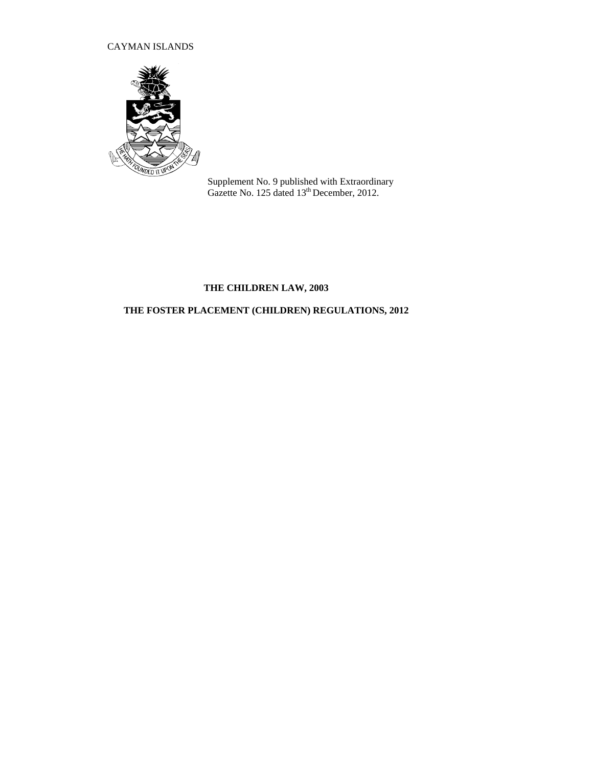CAYMAN ISLANDS

Supplement No. 9 published with Extraordinary Gazette No. 125 dated 13th December, 2012.

**THE CHILDREN LAW, 2003**

**THE FOSTER PLACEMENT (CHILDREN) REGULATIONS, 2012**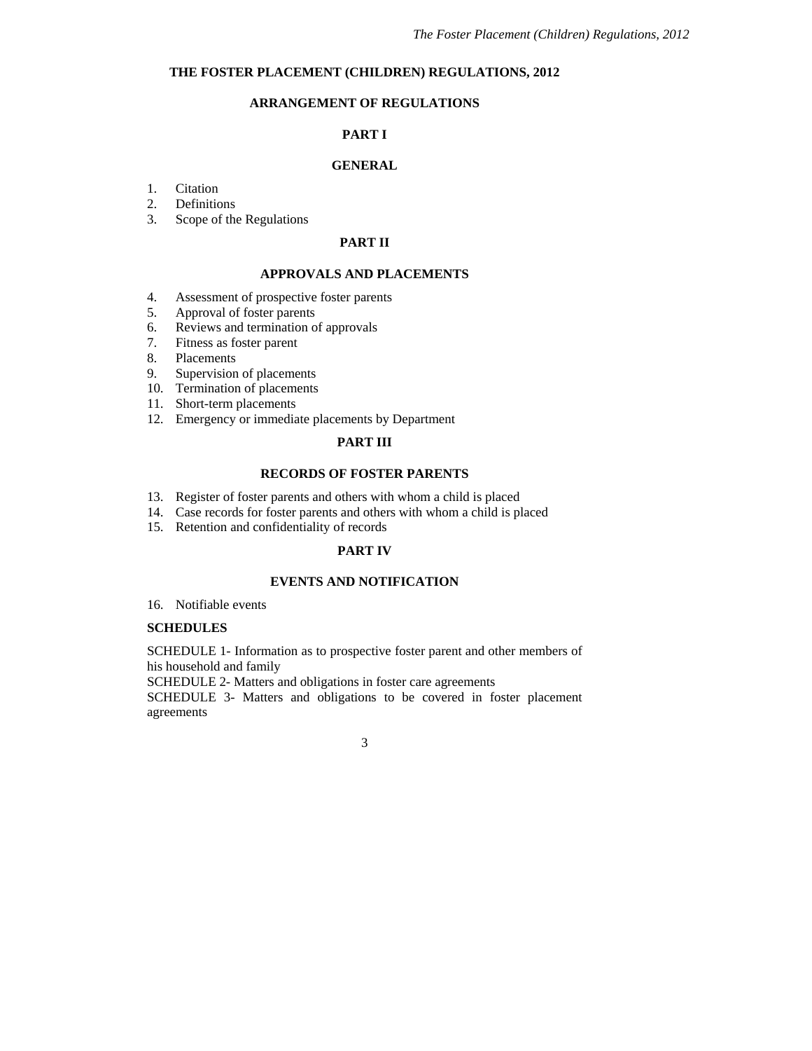# THE FOSTER PLACEMENT (CHILDREN) REGULATIONS, 2012

## ARRANGEMENT OF REGULATIONS

### PART I

### GENERAL

1. Citation
2. Definitions
3. Scope of the Regulations

### PART II

### APPROVALS AND PLACEMENTS

4. Assessment of prospective foster parents
5. Approval of foster parents
6. Reviews and termination of approvals
7. Fitness as foster parent
8. Placements
9. Supervision of placements
10. Termination of placements
11. Short-term placements
12. Emergency or immediate placements by Department

### PART III

### RECORDS OF FOSTER PARENTS

13. Register of foster parents and others with whom a child is placed
14. Case records for foster parents and others with whom a child is placed
15. Retention and confidentiality of records

### PART IV

### EVENTS AND NOTIFICATION

16. Notifiable events

**SCHEDULES**

SCHEDULE 1- Information as to prospective foster parent and other members of his household and family

SCHEDULE 2- Matters and obligations in foster care agreements

SCHEDULE 3- Matters and obligations to be covered in foster placement agreements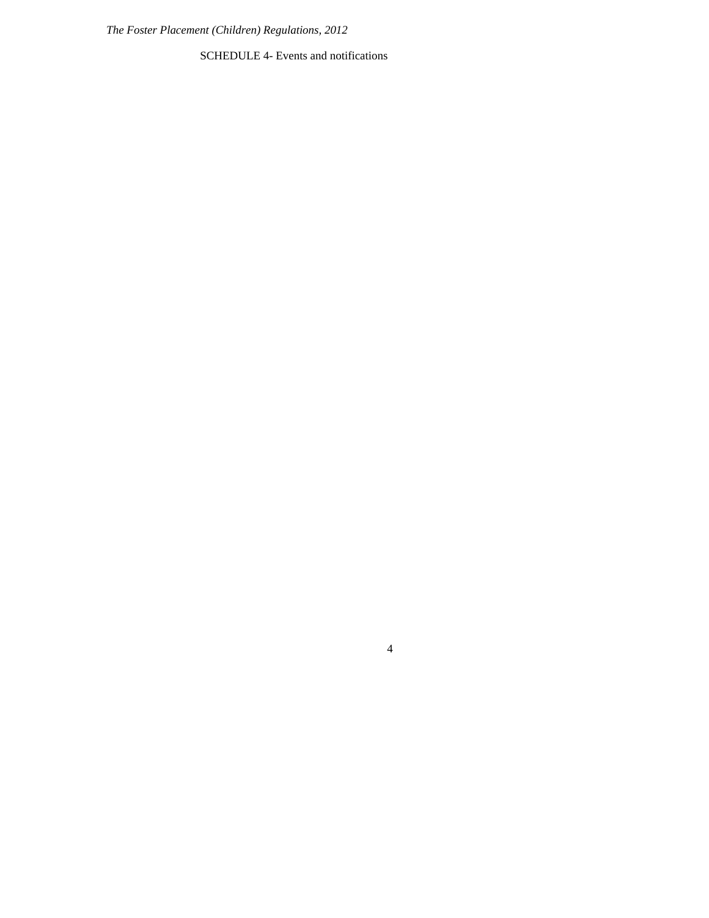SCHEDULE 4- Events and notifications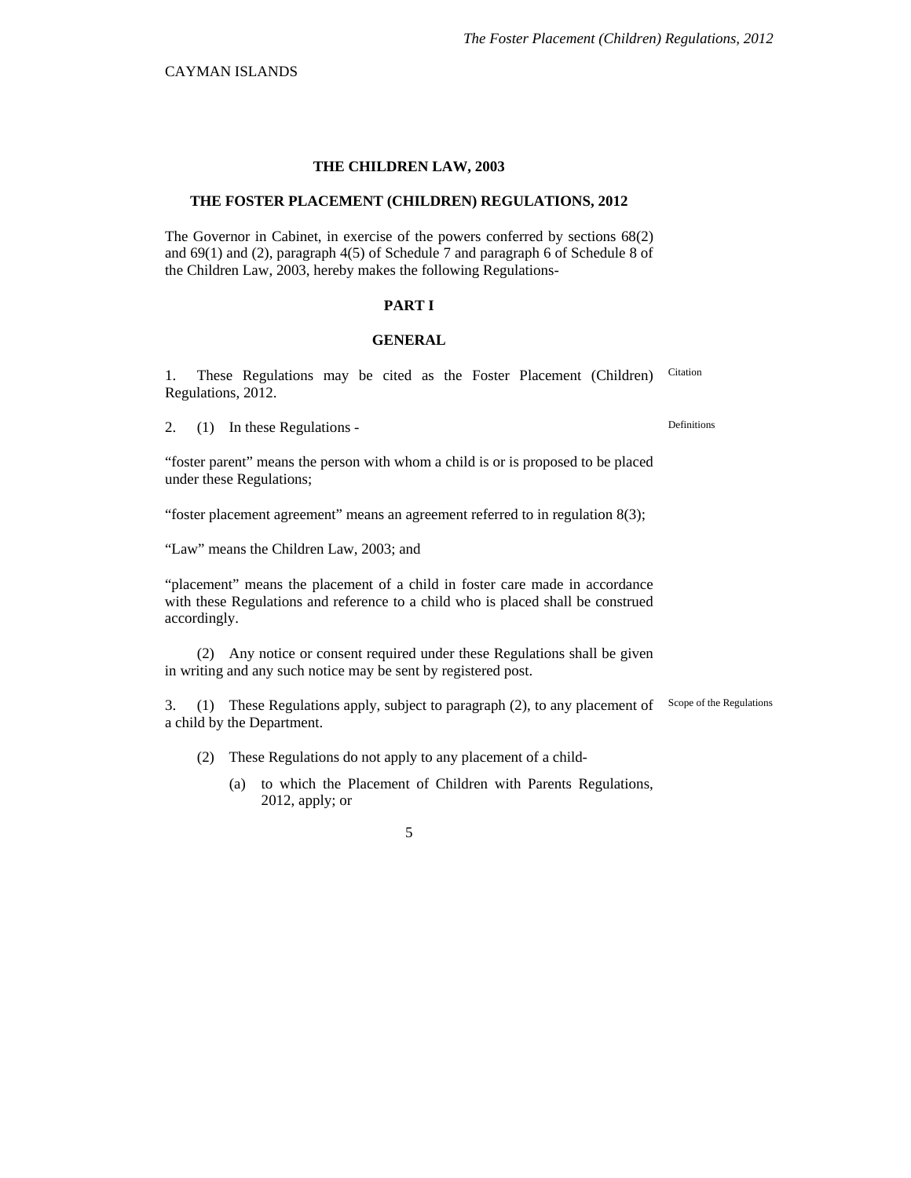CAYMAN ISLANDS

**THE CHILDREN LAW, 2003**

**THE FOSTER PLACEMENT (CHILDREN) REGULATIONS, 2012**

The Governor in Cabinet, in exercise of the powers conferred by sections 68(2) and 69(1) and (2), paragraph 4(5) of Schedule 7 and paragraph 6 of Schedule 8 of the Children Law, 2003, hereby makes the following Regulations-

**PART I**

**GENERAL**

Citation

1. These Regulations may be cited as the Foster Placement (Children) Regulations, 2012.

Definitions

2. (1) In these Regulations -

"foster parent" means the person with whom a child is or is proposed to be placed under these Regulations;

"foster placement agreement" means an agreement referred to in regulation 8(3);

"Law" means the Children Law, 2003; and

"placement" means the placement of a child in foster care made in accordance with these Regulations and reference to a child who is placed shall be construed accordingly.

(2) Any notice or consent required under these Regulations shall be given in writing and any such notice may be sent by registered post.

Scope of the Regulations

3. (1) These Regulations apply, subject to paragraph (2), to any placement of a child by the Department.

(2) These Regulations do not apply to any placement of a child-

(a) to which the Placement of Children with Parents Regulations, 2012, apply; or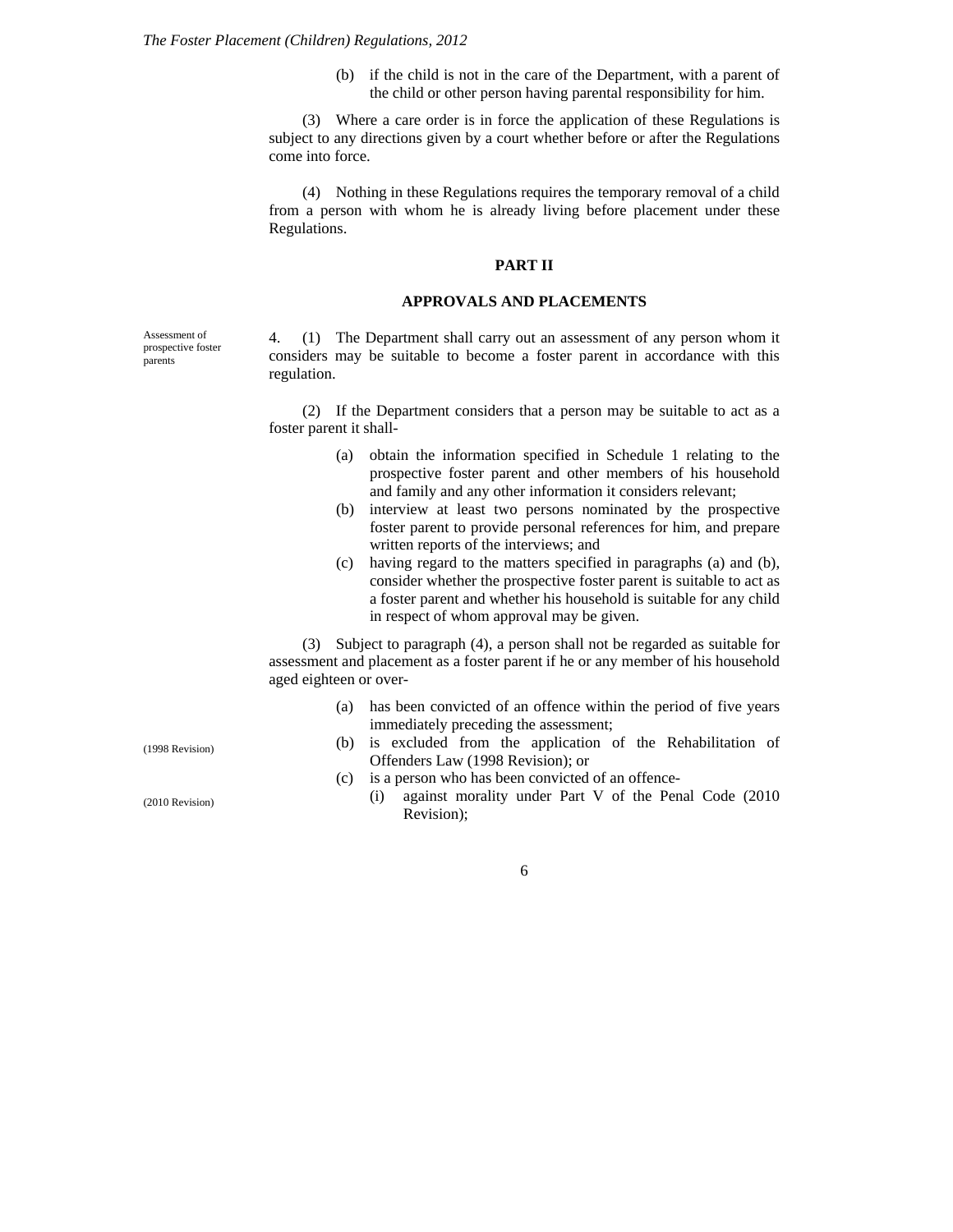(b) if the child is not in the care of the Department, with a parent of the child or other person having parental responsibility for him.

(3) Where a care order is in force the application of these Regulations is subject to any directions given by a court whether before or after the Regulations come into force.

(4) Nothing in these Regulations requires the temporary removal of a child from a person with whom he is already living before placement under these Regulations.

## PART II

## APPROVALS AND PLACEMENTS

Assessment of prospective foster parents

4. (1) The Department shall carry out an assessment of any person whom it considers may be suitable to become a foster parent in accordance with this regulation.

(2) If the Department considers that a person may be suitable to act as a foster parent it shall-

- (a) obtain the information specified in Schedule 1 relating to the prospective foster parent and other members of his household and family and any other information it considers relevant;
- (b) interview at least two persons nominated by the prospective foster parent to provide personal references for him, and prepare written reports of the interviews; and
- (c) having regard to the matters specified in paragraphs (a) and (b), consider whether the prospective foster parent is suitable to act as a foster parent and whether his household is suitable for any child in respect of whom approval may be given.

(3) Subject to paragraph (4), a person shall not be regarded as suitable for assessment and placement as a foster parent if he or any member of his household aged eighteen or over-

- (a) has been convicted of an offence within the period of five years immediately preceding the assessment;
- (b) is excluded from the application of the Rehabilitation of Offenders Law (1998 Revision); or
- (c) is a person who has been convicted of an offence-
  - (i) against morality under Part V of the Penal Code (2010 Revision);

(1998 Revision)

(2010 Revision)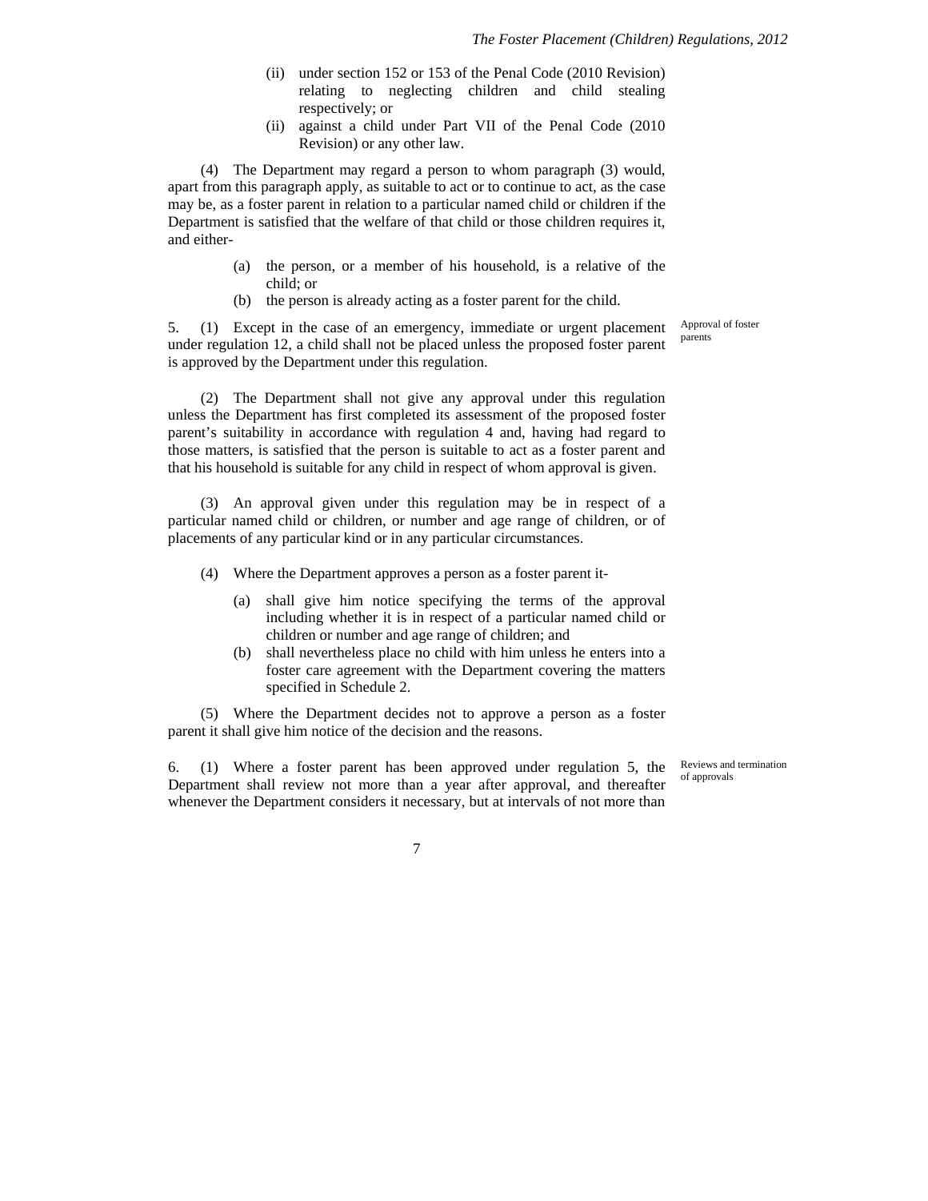(ii) under section 152 or 153 of the Penal Code (2010 Revision) relating to neglecting children and child stealing respectively; or

(ii) against a child under Part VII of the Penal Code (2010 Revision) or any other law.

(4) The Department may regard a person to whom paragraph (3) would, apart from this paragraph apply, as suitable to act or to continue to act, as the case may be, as a foster parent in relation to a particular named child or children if the Department is satisfied that the welfare of that child or those children requires it, and either-

(a) the person, or a member of his household, is a relative of the child; or

(b) the person is already acting as a foster parent for the child.

Approval of foster parents

5. (1) Except in the case of an emergency, immediate or urgent placement under regulation 12, a child shall not be placed unless the proposed foster parent is approved by the Department under this regulation.

(2) The Department shall not give any approval under this regulation unless the Department has first completed its assessment of the proposed foster parent's suitability in accordance with regulation 4 and, having had regard to those matters, is satisfied that the person is suitable to act as a foster parent and that his household is suitable for any child in respect of whom approval is given.

(3) An approval given under this regulation may be in respect of a particular named child or children, or number and age range of children, or of placements of any particular kind or in any particular circumstances.

(4) Where the Department approves a person as a foster parent it-

(a) shall give him notice specifying the terms of the approval including whether it is in respect of a particular named child or children or number and age range of children; and

(b) shall nevertheless place no child with him unless he enters into a foster care agreement with the Department covering the matters specified in Schedule 2.

(5) Where the Department decides not to approve a person as a foster parent it shall give him notice of the decision and the reasons.

Reviews and termination of approvals

6. (1) Where a foster parent has been approved under regulation 5, the Department shall review not more than a year after approval, and thereafter whenever the Department considers it necessary, but at intervals of not more than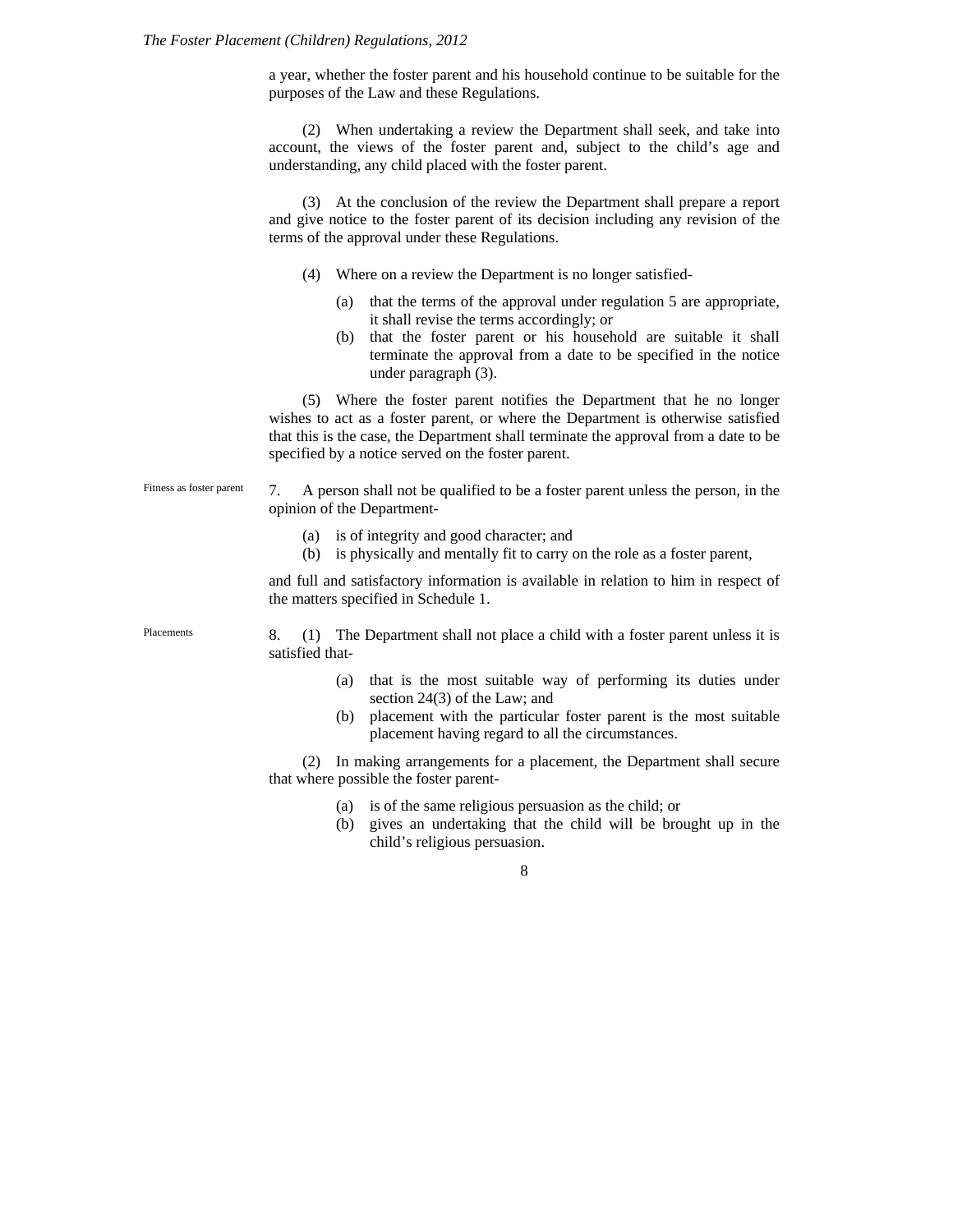a year, whether the foster parent and his household continue to be suitable for the purposes of the Law and these Regulations.

(2) When undertaking a review the Department shall seek, and take into account, the views of the foster parent and, subject to the child's age and understanding, any child placed with the foster parent.

(3) At the conclusion of the review the Department shall prepare a report and give notice to the foster parent of its decision including any revision of the terms of the approval under these Regulations.

(4) Where on a review the Department is no longer satisfied-

(a) that the terms of the approval under regulation 5 are appropriate, it shall revise the terms accordingly; or
(b) that the foster parent or his household are suitable it shall terminate the approval from a date to be specified in the notice under paragraph (3).

(5) Where the foster parent notifies the Department that he no longer wishes to act as a foster parent, or where the Department is otherwise satisfied that this is the case, the Department shall terminate the approval from a date to be specified by a notice served on the foster parent.

*Fitness as foster parent*

7. A person shall not be qualified to be a foster parent unless the person, in the opinion of the Department-

(a) is of integrity and good character; and
(b) is physically and mentally fit to carry on the role as a foster parent,

and full and satisfactory information is available in relation to him in respect of the matters specified in Schedule 1.

*Placements*

8. (1) The Department shall not place a child with a foster parent unless it is satisfied that-

(a) that is the most suitable way of performing its duties under section 24(3) of the Law; and
(b) placement with the particular foster parent is the most suitable placement having regard to all the circumstances.

(2) In making arrangements for a placement, the Department shall secure that where possible the foster parent-

(a) is of the same religious persuasion as the child; or
(b) gives an undertaking that the child will be brought up in the child's religious persuasion.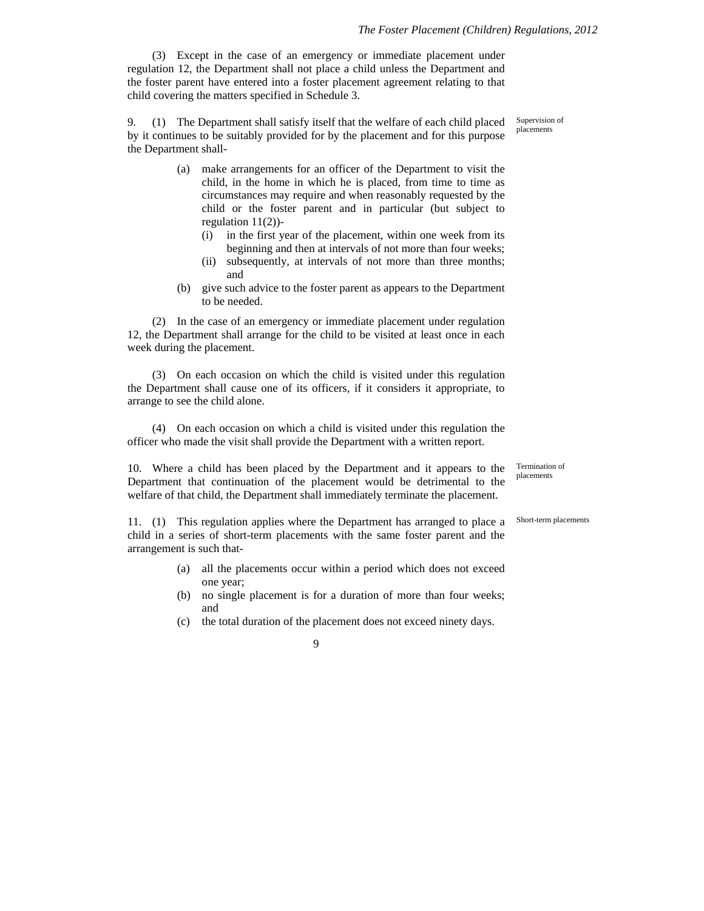(3) Except in the case of an emergency or immediate placement under regulation 12, the Department shall not place a child unless the Department and the foster parent have entered into a foster placement agreement relating to that child covering the matters specified in Schedule 3.

Supervision of placements

9. (1) The Department shall satisfy itself that the welfare of each child placed by it continues to be suitably provided for by the placement and for this purpose the Department shall-

(a) make arrangements for an officer of the Department to visit the child, in the home in which he is placed, from time to time as circumstances may require and when reasonably requested by the child or the foster parent and in particular (but subject to regulation 11(2))-
  (i) in the first year of the placement, within one week from its beginning and then at intervals of not more than four weeks;
  (ii) subsequently, at intervals of not more than three months; and
(b) give such advice to the foster parent as appears to the Department to be needed.

(2) In the case of an emergency or immediate placement under regulation 12, the Department shall arrange for the child to be visited at least once in each week during the placement.

(3) On each occasion on which the child is visited under this regulation the Department shall cause one of its officers, if it considers it appropriate, to arrange to see the child alone.

(4) On each occasion on which a child is visited under this regulation the officer who made the visit shall provide the Department with a written report.

Termination of placements

10. Where a child has been placed by the Department and it appears to the Department that continuation of the placement would be detrimental to the welfare of that child, the Department shall immediately terminate the placement.

Short-term placements

11. (1) This regulation applies where the Department has arranged to place a child in a series of short-term placements with the same foster parent and the arrangement is such that-

(a) all the placements occur within a period which does not exceed one year;
(b) no single placement is for a duration of more than four weeks; and
(c) the total duration of the placement does not exceed ninety days.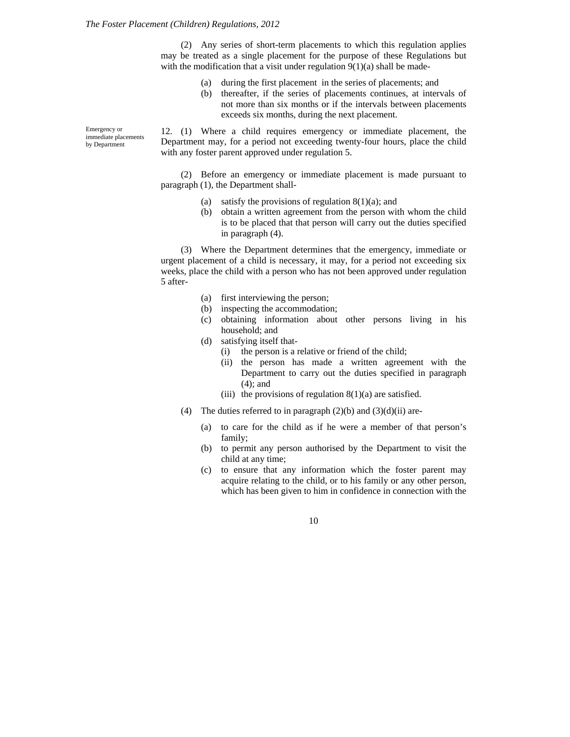(2) Any series of short-term placements to which this regulation applies may be treated as a single placement for the purpose of these Regulations but with the modification that a visit under regulation 9(1)(a) shall be made-

- (a) during the first placement in the series of placements; and
- (b) thereafter, if the series of placements continues, at intervals of not more than six months or if the intervals between placements exceeds six months, during the next placement.

*Emergency or immediate placements by Department*

12. (1) Where a child requires emergency or immediate placement, the Department may, for a period not exceeding twenty-four hours, place the child with any foster parent approved under regulation 5.

(2) Before an emergency or immediate placement is made pursuant to paragraph (1), the Department shall-

- (a) satisfy the provisions of regulation 8(1)(a); and
- (b) obtain a written agreement from the person with whom the child is to be placed that that person will carry out the duties specified in paragraph (4).

(3) Where the Department determines that the emergency, immediate or urgent placement of a child is necessary, it may, for a period not exceeding six weeks, place the child with a person who has not been approved under regulation 5 after-

- (a) first interviewing the person;
- (b) inspecting the accommodation;
- (c) obtaining information about other persons living in his household; and
- (d) satisfying itself that-
  - (i) the person is a relative or friend of the child;
  - (ii) the person has made a written agreement with the Department to carry out the duties specified in paragraph (4); and
  - (iii) the provisions of regulation 8(1)(a) are satisfied.

(4) The duties referred to in paragraph (2)(b) and (3)(d)(ii) are-

- (a) to care for the child as if he were a member of that person's family;
- (b) to permit any person authorised by the Department to visit the child at any time;
- (c) to ensure that any information which the foster parent may acquire relating to the child, or to his family or any other person, which has been given to him in confidence in connection with the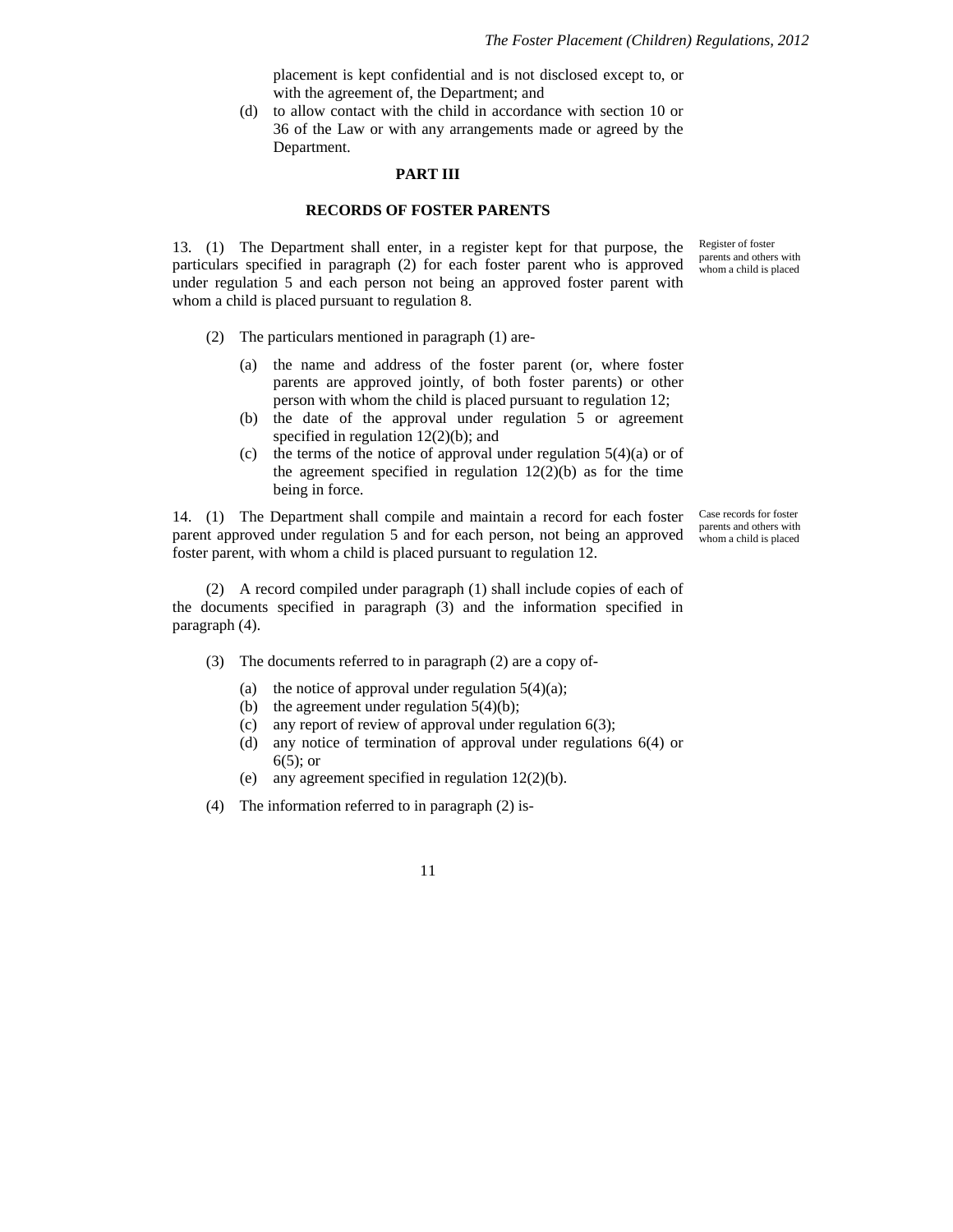placement is kept confidential and is not disclosed except to, or with the agreement of, the Department; and

(d) to allow contact with the child in accordance with section 10 or 36 of the Law or with any arrangements made or agreed by the Department.

## PART III

## RECORDS OF FOSTER PARENTS

*Register of foster parents and others with whom a child is placed*

13. (1) The Department shall enter, in a register kept for that purpose, the particulars specified in paragraph (2) for each foster parent who is approved under regulation 5 and each person not being an approved foster parent with whom a child is placed pursuant to regulation 8.

(2) The particulars mentioned in paragraph (1) are-

(a) the name and address of the foster parent (or, where foster parents are approved jointly, of both foster parents) or other person with whom the child is placed pursuant to regulation 12;

(b) the date of the approval under regulation 5 or agreement specified in regulation 12(2)(b); and

(c) the terms of the notice of approval under regulation 5(4)(a) or of the agreement specified in regulation 12(2)(b) as for the time being in force.

*Case records for foster parents and others with whom a child is placed*

14. (1) The Department shall compile and maintain a record for each foster parent approved under regulation 5 and for each person, not being an approved foster parent, with whom a child is placed pursuant to regulation 12.

(2) A record compiled under paragraph (1) shall include copies of each of the documents specified in paragraph (3) and the information specified in paragraph (4).

(3) The documents referred to in paragraph (2) are a copy of-

(a) the notice of approval under regulation 5(4)(a);

(b) the agreement under regulation 5(4)(b);

(c) any report of review of approval under regulation 6(3);

(d) any notice of termination of approval under regulations 6(4) or 6(5); or

(e) any agreement specified in regulation 12(2)(b).

(4) The information referred to in paragraph (2) is-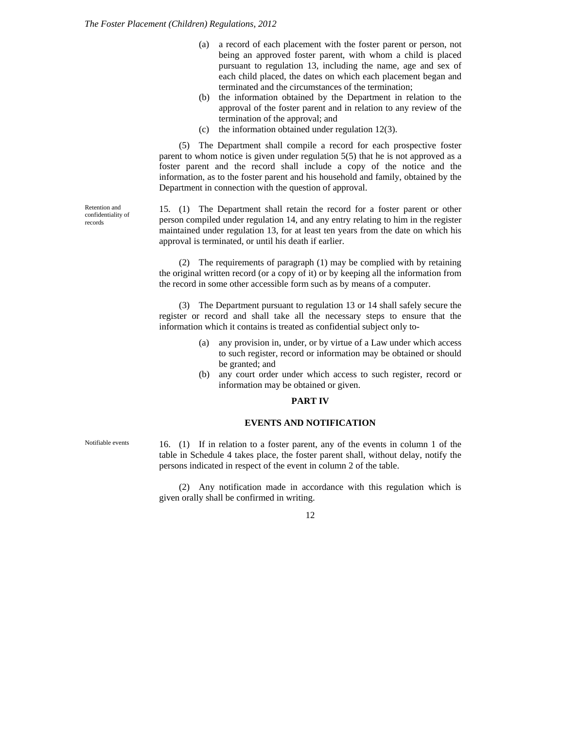(a) a record of each placement with the foster parent or person, not being an approved foster parent, with whom a child is placed pursuant to regulation 13, including the name, age and sex of each child placed, the dates on which each placement began and terminated and the circumstances of the termination;

(b) the information obtained by the Department in relation to the approval of the foster parent and in relation to any review of the termination of the approval; and

(c) the information obtained under regulation 12(3).

(5) The Department shall compile a record for each prospective foster parent to whom notice is given under regulation 5(5) that he is not approved as a foster parent and the record shall include a copy of the notice and the information, as to the foster parent and his household and family, obtained by the Department in connection with the question of approval.

*Retention and confidentiality of records*

15. (1) The Department shall retain the record for a foster parent or other person compiled under regulation 14, and any entry relating to him in the register maintained under regulation 13, for at least ten years from the date on which his approval is terminated, or until his death if earlier.

(2) The requirements of paragraph (1) may be complied with by retaining the original written record (or a copy of it) or by keeping all the information from the record in some other accessible form such as by means of a computer.

(3) The Department pursuant to regulation 13 or 14 shall safely secure the register or record and shall take all the necessary steps to ensure that the information which it contains is treated as confidential subject only to-

(a) any provision in, under, or by virtue of a Law under which access to such register, record or information may be obtained or should be granted; and

(b) any court order under which access to such register, record or information may be obtained or given.

## PART IV

## EVENTS AND NOTIFICATION

*Notifiable events*

16. (1) If in relation to a foster parent, any of the events in column 1 of the table in Schedule 4 takes place, the foster parent shall, without delay, notify the persons indicated in respect of the event in column 2 of the table.

(2) Any notification made in accordance with this regulation which is given orally shall be confirmed in writing.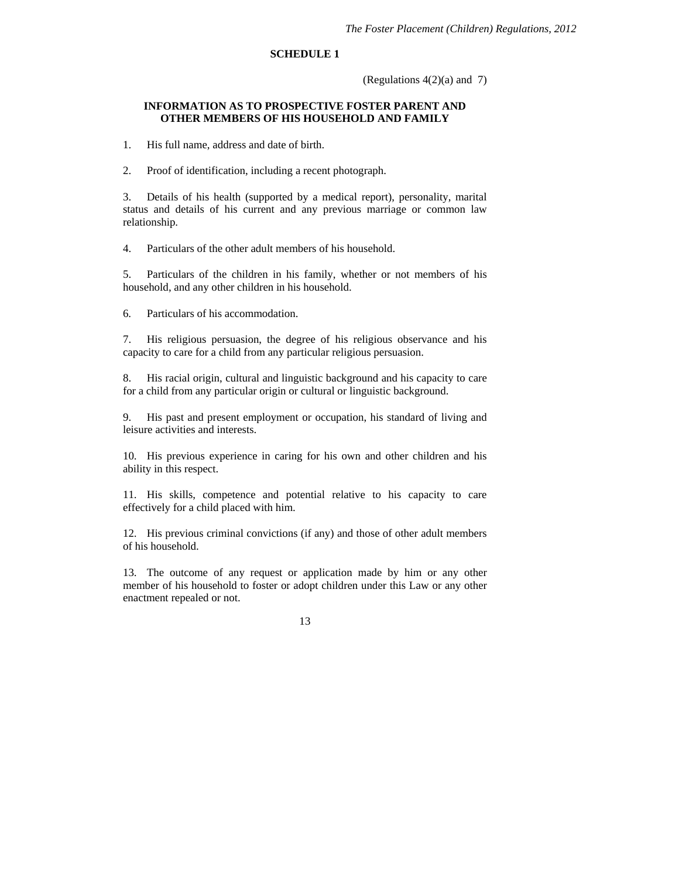## SCHEDULE 1

(Regulations 4(2)(a) and 7)

### INFORMATION AS TO PROSPECTIVE FOSTER PARENT AND OTHER MEMBERS OF HIS HOUSEHOLD AND FAMILY

1. His full name, address and date of birth.

2. Proof of identification, including a recent photograph.

3. Details of his health (supported by a medical report), personality, marital status and details of his current and any previous marriage or common law relationship.

4. Particulars of the other adult members of his household.

5. Particulars of the children in his family, whether or not members of his household, and any other children in his household.

6. Particulars of his accommodation.

7. His religious persuasion, the degree of his religious observance and his capacity to care for a child from any particular religious persuasion.

8. His racial origin, cultural and linguistic background and his capacity to care for a child from any particular origin or cultural or linguistic background.

9. His past and present employment or occupation, his standard of living and leisure activities and interests.

10. His previous experience in caring for his own and other children and his ability in this respect.

11. His skills, competence and potential relative to his capacity to care effectively for a child placed with him.

12. His previous criminal convictions (if any) and those of other adult members of his household.

13. The outcome of any request or application made by him or any other member of his household to foster or adopt children under this Law or any other enactment repealed or not.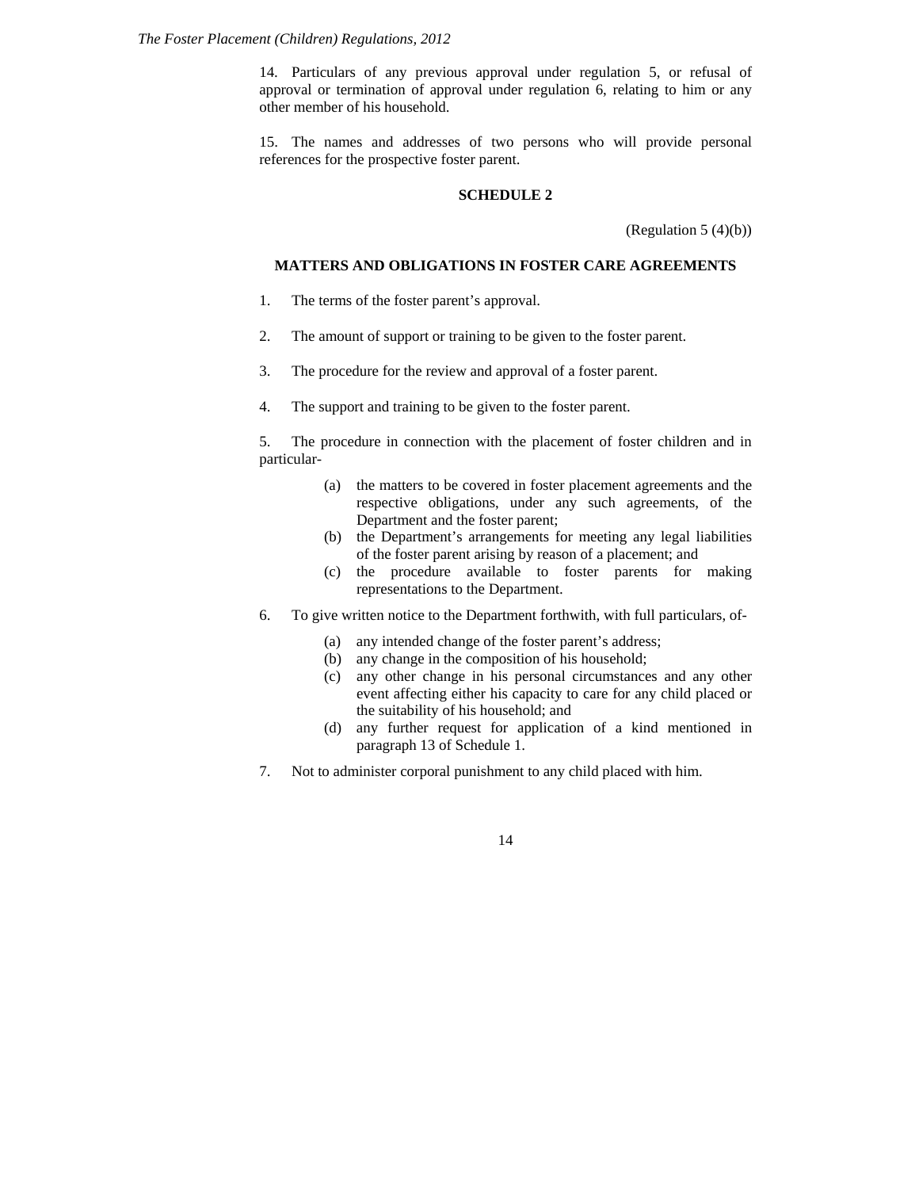14. Particulars of any previous approval under regulation 5, or refusal of approval or termination of approval under regulation 6, relating to him or any other member of his household.

15. The names and addresses of two persons who will provide personal references for the prospective foster parent.

## SCHEDULE 2

(Regulation 5 (4)(b))

### MATTERS AND OBLIGATIONS IN FOSTER CARE AGREEMENTS

1. The terms of the foster parent's approval.

2. The amount of support or training to be given to the foster parent.

3. The procedure for the review and approval of a foster parent.

4. The support and training to be given to the foster parent.

5. The procedure in connection with the placement of foster children and in particular-

   (a) the matters to be covered in foster placement agreements and the respective obligations, under any such agreements, of the Department and the foster parent;
   (b) the Department's arrangements for meeting any legal liabilities of the foster parent arising by reason of a placement; and
   (c) the procedure available to foster parents for making representations to the Department.

6. To give written notice to the Department forthwith, with full particulars, of-

   (a) any intended change of the foster parent's address;
   (b) any change in the composition of his household;
   (c) any other change in his personal circumstances and any other event affecting either his capacity to care for any child placed or the suitability of his household; and
   (d) any further request for application of a kind mentioned in paragraph 13 of Schedule 1.

7. Not to administer corporal punishment to any child placed with him.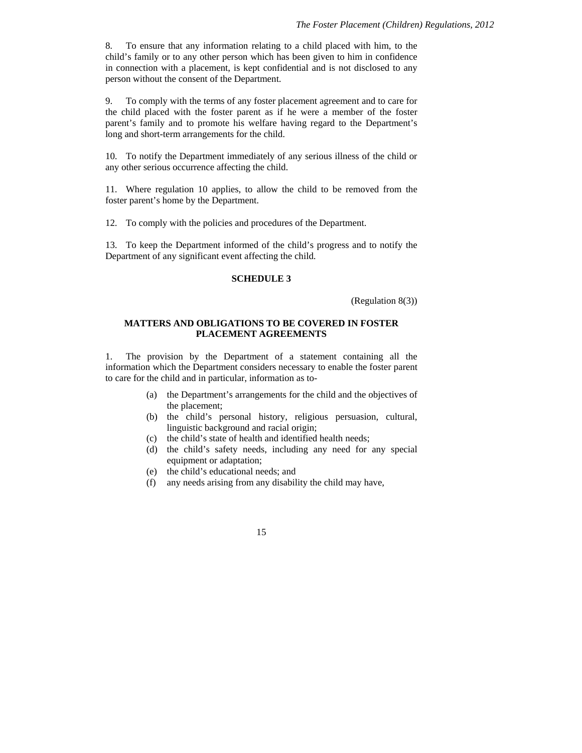8. To ensure that any information relating to a child placed with him, to the child's family or to any other person which has been given to him in confidence in connection with a placement, is kept confidential and is not disclosed to any person without the consent of the Department.

9. To comply with the terms of any foster placement agreement and to care for the child placed with the foster parent as if he were a member of the foster parent's family and to promote his welfare having regard to the Department's long and short-term arrangements for the child.

10. To notify the Department immediately of any serious illness of the child or any other serious occurrence affecting the child.

11. Where regulation 10 applies, to allow the child to be removed from the foster parent's home by the Department.

12. To comply with the policies and procedures of the Department.

13. To keep the Department informed of the child's progress and to notify the Department of any significant event affecting the child.

## SCHEDULE 3

(Regulation 8(3))

### MATTERS AND OBLIGATIONS TO BE COVERED IN FOSTER PLACEMENT AGREEMENTS

1. The provision by the Department of a statement containing all the information which the Department considers necessary to enable the foster parent to care for the child and in particular, information as to-

(a) the Department's arrangements for the child and the objectives of the placement;
(b) the child's personal history, religious persuasion, cultural, linguistic background and racial origin;
(c) the child's state of health and identified health needs;
(d) the child's safety needs, including any need for any special equipment or adaptation;
(e) the child's educational needs; and
(f) any needs arising from any disability the child may have,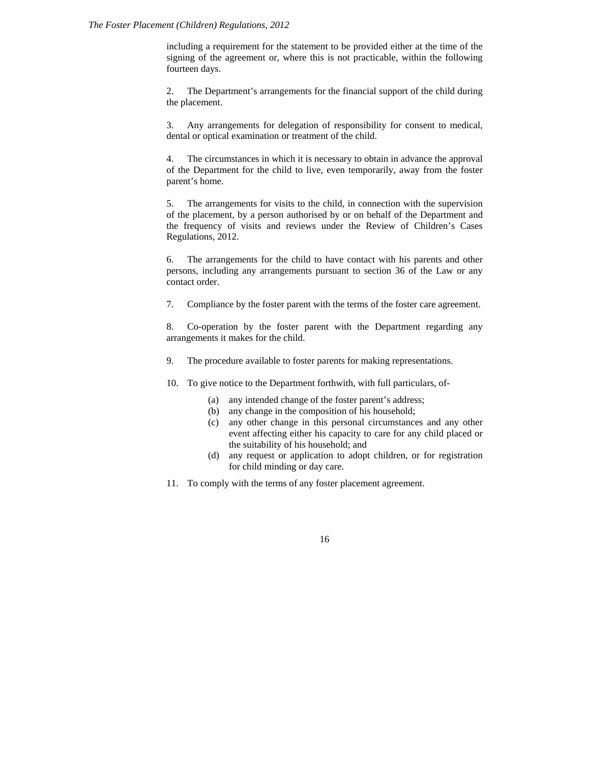including a requirement for the statement to be provided either at the time of the signing of the agreement or, where this is not practicable, within the following fourteen days.

2. The Department's arrangements for the financial support of the child during the placement.

3. Any arrangements for delegation of responsibility for consent to medical, dental or optical examination or treatment of the child.

4. The circumstances in which it is necessary to obtain in advance the approval of the Department for the child to live, even temporarily, away from the foster parent's home.

5. The arrangements for visits to the child, in connection with the supervision of the placement, by a person authorised by or on behalf of the Department and the frequency of visits and reviews under the Review of Children's Cases Regulations, 2012.

6. The arrangements for the child to have contact with his parents and other persons, including any arrangements pursuant to section 36 of the Law or any contact order.

7. Compliance by the foster parent with the terms of the foster care agreement.

8. Co-operation by the foster parent with the Department regarding any arrangements it makes for the child.

9. The procedure available to foster parents for making representations.

10. To give notice to the Department forthwith, with full particulars, of-

    (a) any intended change of the foster parent's address;
    (b) any change in the composition of his household;
    (c) any other change in this personal circumstances and any other event affecting either his capacity to care for any child placed or the suitability of his household; and
    (d) any request or application to adopt children, or for registration for child minding or day care.

11. To comply with the terms of any foster placement agreement.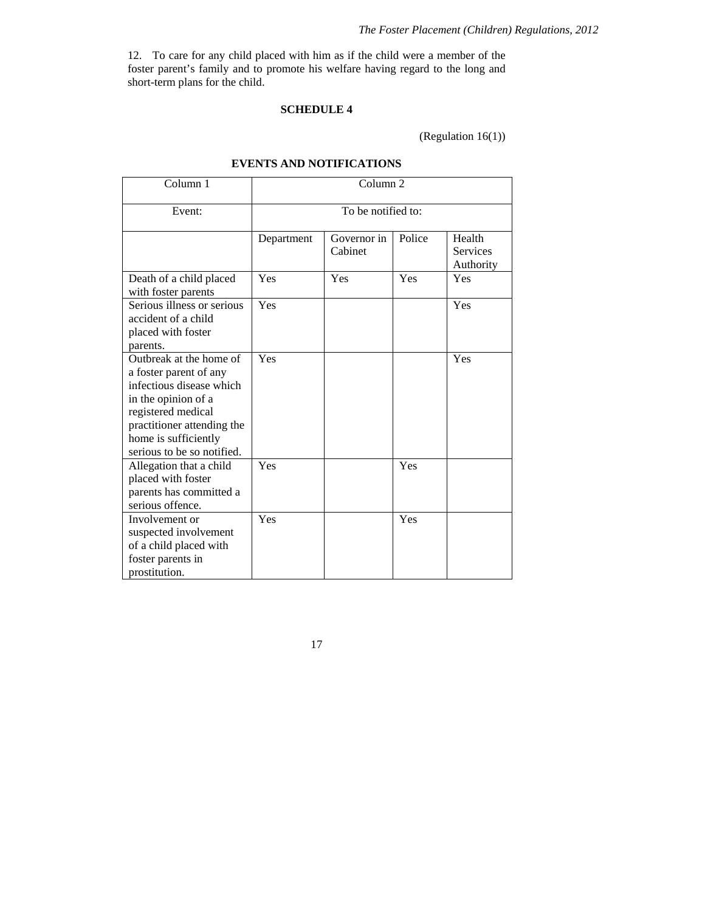12. To care for any child placed with him as if the child were a member of the foster parent's family and to promote his welfare having regard to the long and short-term plans for the child.

## SCHEDULE 4

(Regulation 16(1))

### EVENTS AND NOTIFICATIONS

| Column 1 | Column 2 | | | |
|---|---|---|---|---|
| Event: | To be notified to: | | | |
| | Department | Governor in Cabinet | Police | Health Services Authority |
| Death of a child placed with foster parents | Yes | Yes | Yes | Yes |
| Serious illness or serious accident of a child placed with foster parents. | Yes | | | Yes |
| Outbreak at the home of a foster parent of any infectious disease which in the opinion of a registered medical practitioner attending the home is sufficiently serious to be so notified. | Yes | | | Yes |
| Allegation that a child placed with foster parents has committed a serious offence. | Yes | | Yes | |
| Involvement or suspected involvement of a child placed with foster parents in prostitution. | Yes | | Yes | |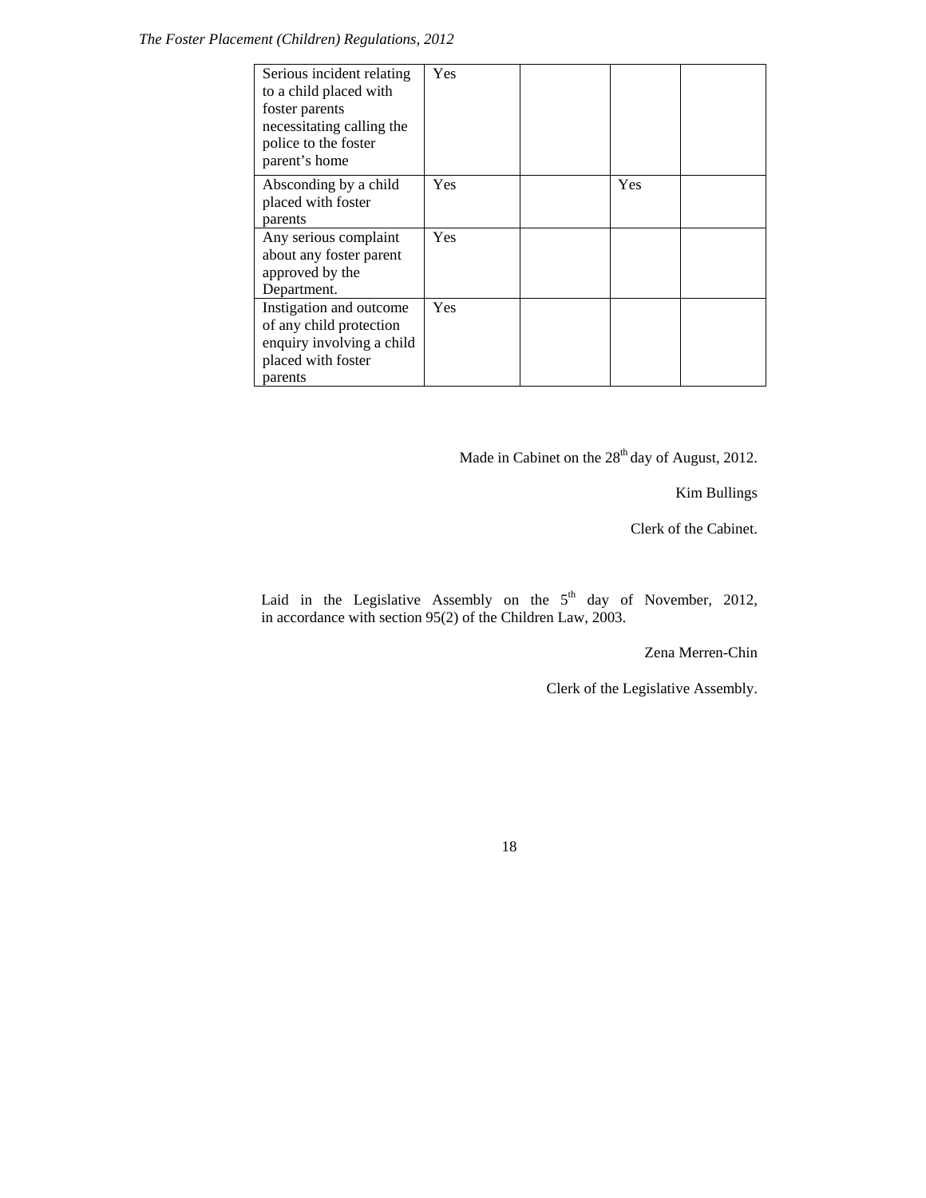| | | | | |
|---|---|---|---|---|
| Serious incident relating to a child placed with foster parents necessitating calling the police to the foster parent's home | Yes | | | |
| Absconding by a child placed with foster parents | Yes | | Yes | |
| Any serious complaint about any foster parent approved by the Department. | Yes | | | |
| Instigation and outcome of any child protection enquiry involving a child placed with foster parents | Yes | | | |

Made in Cabinet on the 28th day of August, 2012.

Kim Bullings

Clerk of the Cabinet.

Laid in the Legislative Assembly on the 5th day of November, 2012, in accordance with section 95(2) of the Children Law, 2003.

Zena Merren-Chin

Clerk of the Legislative Assembly.